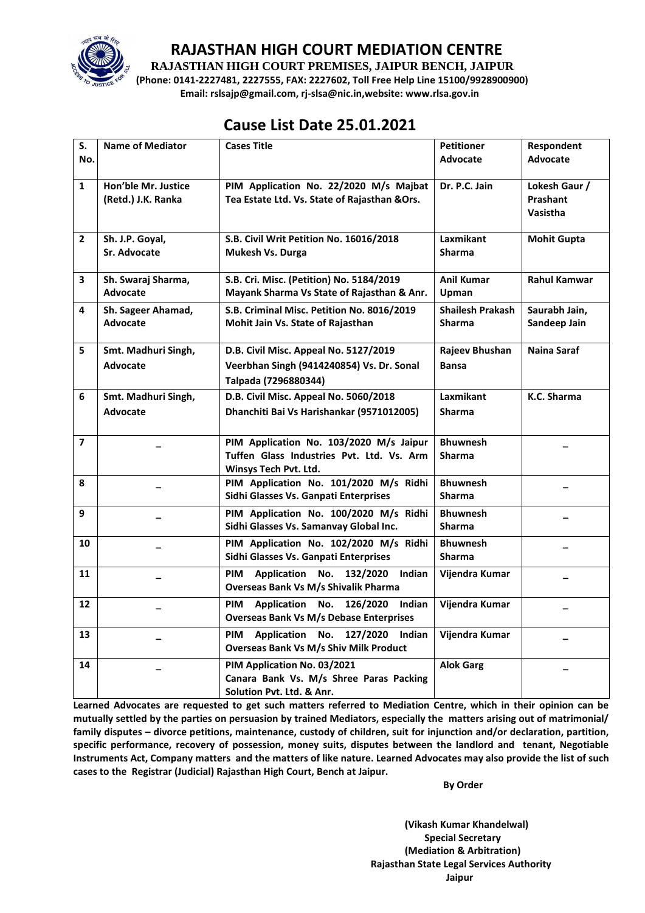# RAJASTHAN HIGH COURT MEDIATION CENTRE

**RAJASTHAN HIGH COURT PREMISES, JAIPUR BENCH, JAIPUR**

**(Phone: 0141-2227481, 2227555, FAX: 2227602, Toll Free Help Line 15100/9928900900)**

**Email: rslsajp@gmail.com, rj-slsa@nic.in,website: www.rlsa.gov.in**

## Cause List Date 25.01.2021

| S. No. | Name of Mediator | Cases Title | Petitioner Advocate | Respondent Advocate |
|---|---|---|---|---|
| 1 | Hon'ble Mr. Justice (Retd.) J.K. Ranka | PIM Application No. 22/2020 M/s Majbat Tea Estate Ltd. Vs. State of Rajasthan &Ors. | Dr. P.C. Jain | Lokesh Gaur / Prashant Vasistha |
| 2 | Sh. J.P. Goyal, Sr. Advocate | S.B. Civil Writ Petition No. 16016/2018 Mukesh Vs. Durga | Laxmikant Sharma | Mohit Gupta |
| 3 | Sh. Swaraj Sharma, Advocate | S.B. Cri. Misc. (Petition) No. 5184/2019 Mayank Sharma Vs State of Rajasthan & Anr. | Anil Kumar Upman | Rahul Kamwar |
| 4 | Sh. Sageer Ahamad, Advocate | S.B. Criminal Misc. Petition No. 8016/2019 Mohit Jain Vs. State of Rajasthan | Shailesh Prakash Sharma | Saurabh Jain, Sandeep Jain |
| 5 | Smt. Madhuri Singh, Advocate | D.B. Civil Misc. Appeal No. 5127/2019 Veerbhan Singh (9414240854) Vs. Dr. Sonal Talpada (7296880344) | Rajeev Bhushan Bansa | Naina Saraf |
| 6 | Smt. Madhuri Singh, Advocate | D.B. Civil Misc. Appeal No. 5060/2018 Dhanchiti Bai Vs Harishankar (9571012005) | Laxmikant Sharma | K.C. Sharma |
| 7 | – | PIM Application No. 103/2020 M/s Jaipur Tuffen Glass Industries Pvt. Ltd. Vs. Arm Winsys Tech Pvt. Ltd. | Bhuwnesh Sharma | – |
| 8 | – | PIM Application No. 101/2020 M/s Ridhi Sidhi Glasses Vs. Ganpati Enterprises | Bhuwnesh Sharma | – |
| 9 | – | PIM Application No. 100/2020 M/s Ridhi Sidhi Glasses Vs. Samanvay Global Inc. | Bhuwnesh Sharma | – |
| 10 | – | PIM Application No. 102/2020 M/s Ridhi Sidhi Glasses Vs. Ganpati Enterprises | Bhuwnesh Sharma | – |
| 11 | – | PIM Application No. 132/2020 Indian Overseas Bank Vs M/s Shivalik Pharma | Vijendra Kumar | – |
| 12 | – | PIM Application No. 126/2020 Indian Overseas Bank Vs M/s Debase Enterprises | Vijendra Kumar | – |
| 13 | – | PIM Application No. 127/2020 Indian Overseas Bank Vs M/s Shiv Milk Product | Vijendra Kumar | – |
| 14 | – | PIM Application No. 03/2021 Canara Bank Vs. M/s Shree Paras Packing Solution Pvt. Ltd. & Anr. | Alok Garg | – |

**Learned Advocates are requested to get such matters referred to Mediation Centre, which in their opinion can be mutually settled by the parties on persuasion by trained Mediators, especially the matters arising out of matrimonial/ family disputes – divorce petitions, maintenance, custody of children, suit for injunction and/or declaration, partition, specific performance, recovery of possession, money suits, disputes between the landlord and tenant, Negotiable Instruments Act, Company matters and the matters of like nature. Learned Advocates may also provide the list of such cases to the Registrar (Judicial) Rajasthan High Court, Bench at Jaipur.**

**By Order**

**(Vikash Kumar Khandelwal)**
**Special Secretary**
**(Mediation & Arbitration)**
**Rajasthan State Legal Services Authority**
**Jaipur**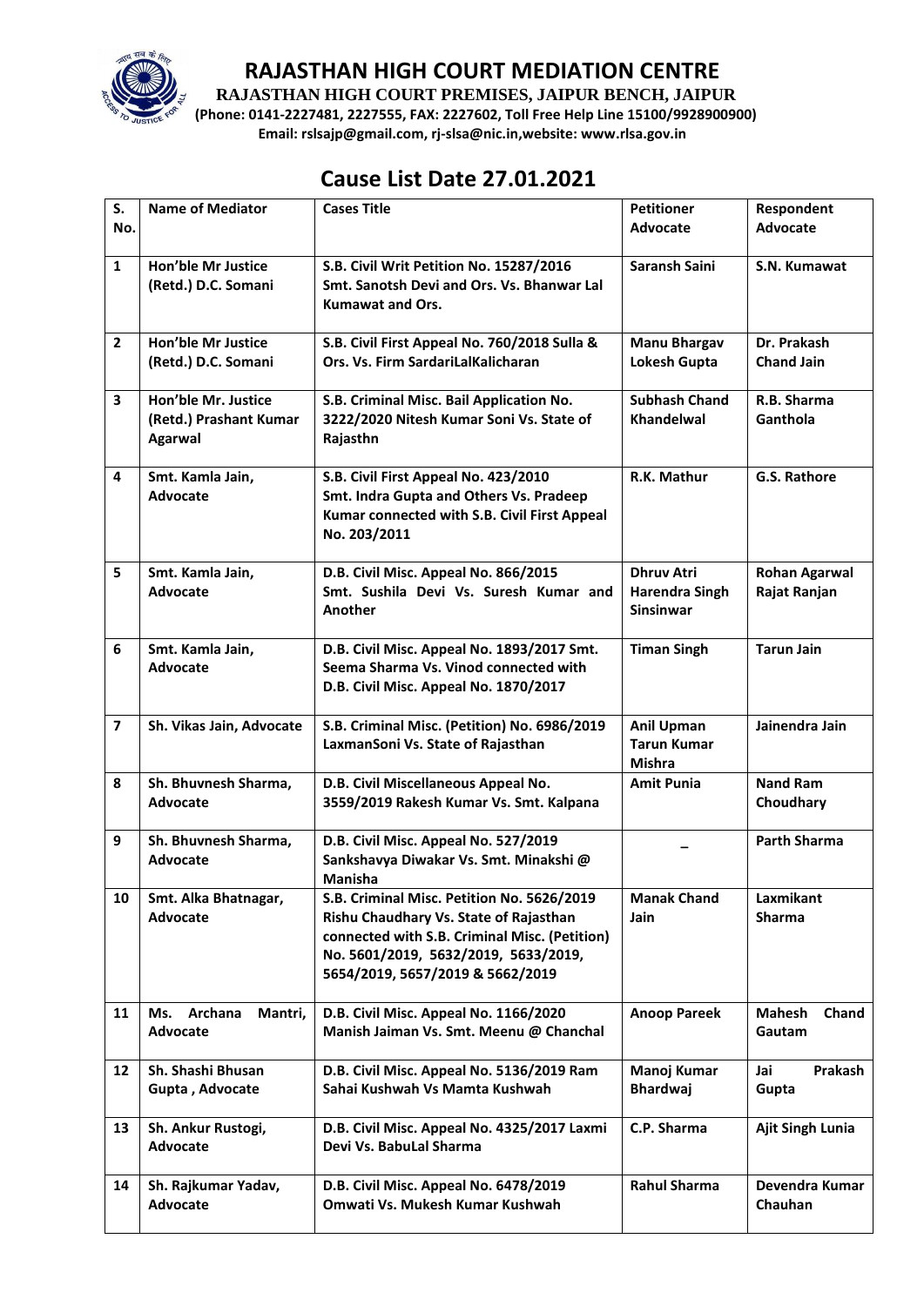# RAJASTHAN HIGH COURT MEDIATION CENTRE

**RAJASTHAN HIGH COURT PREMISES, JAIPUR BENCH, JAIPUR**

**(Phone: 0141-2227481, 2227555, FAX: 2227602, Toll Free Help Line 15100/9928900900)**

**Email: rslsajp@gmail.com, rj-slsa@nic.in,website: www.rlsa.gov.in**

## Cause List Date 27.01.2021

| S. No. | Name of Mediator | Cases Title | Petitioner Advocate | Respondent Advocate |
|---|---|---|---|---|
| 1 | Hon'ble Mr Justice (Retd.) D.C. Somani | S.B. Civil Writ Petition No. 15287/2016 Smt. Sanotsh Devi and Ors. Vs. Bhanwar Lal Kumawat and Ors. | Saransh Saini | S.N. Kumawat |
| 2 | Hon'ble Mr Justice (Retd.) D.C. Somani | S.B. Civil First Appeal No. 760/2018 Sulla & Ors. Vs. Firm SardariLalKalicharan | Manu Bhargav Lokesh Gupta | Dr. Prakash Chand Jain |
| 3 | Hon'ble Mr. Justice (Retd.) Prashant Kumar Agarwal | S.B. Criminal Misc. Bail Application No. 3222/2020 Nitesh Kumar Soni Vs. State of Rajasthn | Subhash Chand Khandelwal | R.B. Sharma Ganthola |
| 4 | Smt. Kamla Jain, Advocate | S.B. Civil First Appeal No. 423/2010 Smt. Indra Gupta and Others Vs. Pradeep Kumar connected with S.B. Civil First Appeal No. 203/2011 | R.K. Mathur | G.S. Rathore |
| 5 | Smt. Kamla Jain, Advocate | D.B. Civil Misc. Appeal No. 866/2015 Smt. Sushila Devi Vs. Suresh Kumar and Another | Dhruv Atri Harendra Singh Sinsinwar | Rohan Agarwal Rajat Ranjan |
| 6 | Smt. Kamla Jain, Advocate | D.B. Civil Misc. Appeal No. 1893/2017 Smt. Seema Sharma Vs. Vinod connected with D.B. Civil Misc. Appeal No. 1870/2017 | Timan Singh | Tarun Jain |
| 7 | Sh. Vikas Jain, Advocate | S.B. Criminal Misc. (Petition) No. 6986/2019 LaxmanSoni Vs. State of Rajasthan | Anil Upman Tarun Kumar Mishra | Jainendra Jain |
| 8 | Sh. Bhuvnesh Sharma, Advocate | D.B. Civil Miscellaneous Appeal No. 3559/2019 Rakesh Kumar Vs. Smt. Kalpana | Amit Punia | Nand Ram Choudhary |
| 9 | Sh. Bhuvnesh Sharma, Advocate | D.B. Civil Misc. Appeal No. 527/2019 Sankshavya Diwakar Vs. Smt. Minakshi @ Manisha | – | Parth Sharma |
| 10 | Smt. Alka Bhatnagar, Advocate | S.B. Criminal Misc. Petition No. 5626/2019 Rishu Chaudhary Vs. State of Rajasthan connected with S.B. Criminal Misc. (Petition) No. 5601/2019, 5632/2019, 5633/2019, 5654/2019, 5657/2019 & 5662/2019 | Manak Chand Jain | Laxmikant Sharma |
| 11 | Ms. Archana Mantri, Advocate | D.B. Civil Misc. Appeal No. 1166/2020 Manish Jaiman Vs. Smt. Meenu @ Chanchal | Anoop Pareek | Mahesh Chand Gautam |
| 12 | Sh. Shashi Bhusan Gupta , Advocate | D.B. Civil Misc. Appeal No. 5136/2019 Ram Sahai Kushwah Vs Mamta Kushwah | Manoj Kumar Bhardwaj | Jai Prakash Gupta |
| 13 | Sh. Ankur Rustogi, Advocate | D.B. Civil Misc. Appeal No. 4325/2017 Laxmi Devi Vs. BabuLal Sharma | C.P. Sharma | Ajit Singh Lunia |
| 14 | Sh. Rajkumar Yadav, Advocate | D.B. Civil Misc. Appeal No. 6478/2019 Omwati Vs. Mukesh Kumar Kushwah | Rahul Sharma | Devendra Kumar Chauhan |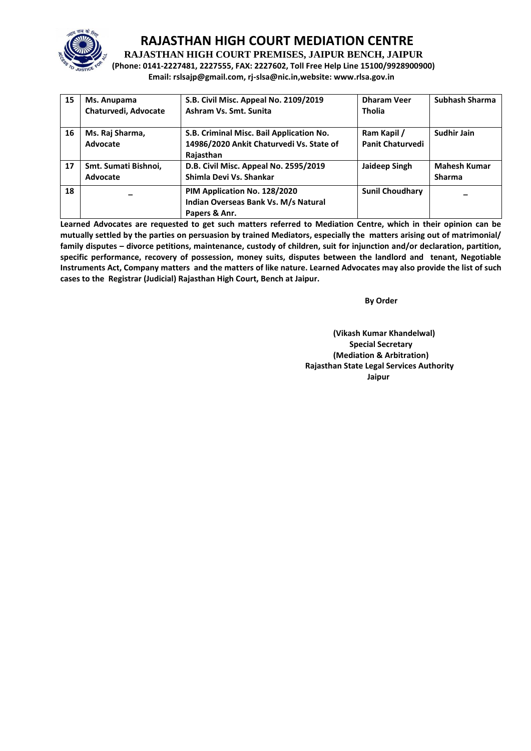# RAJASTHAN HIGH COURT MEDIATION CENTRE

**RAJASTHAN HIGH COURT PREMISES, JAIPUR BENCH, JAIPUR**

**(Phone: 0141-2227481, 2227555, FAX: 2227602, Toll Free Help Line 15100/9928900900)**

**Email: rslsajp@gmail.com, rj-slsa@nic.in,website: www.rlsa.gov.in**

| | | | | |
|---|---|---|---|---|
| **15** | **Ms. Anupama Chaturvedi, Advocate** | **S.B. Civil Misc. Appeal No. 2109/2019 Ashram Vs. Smt. Sunita** | **Dharam Veer Tholia** | **Subhash Sharma** |
| **16** | **Ms. Raj Sharma, Advocate** | **S.B. Criminal Misc. Bail Application No. 14986/2020 Ankit Chaturvedi Vs. State of Rajasthan** | **Ram Kapil / Panit Chaturvedi** | **Sudhir Jain** |
| **17** | **Smt. Sumati Bishnoi, Advocate** | **D.B. Civil Misc. Appeal No. 2595/2019 Shimla Devi Vs. Shankar** | **Jaideep Singh** | **Mahesh Kumar Sharma** |
| **18** | **–** | **PIM Application No. 128/2020 Indian Overseas Bank Vs. M/s Natural Papers & Anr.** | **Sunil Choudhary** | **–** |

**Learned Advocates are requested to get such matters referred to Mediation Centre, which in their opinion can be mutually settled by the parties on persuasion by trained Mediators, especially the matters arising out of matrimonial/ family disputes – divorce petitions, maintenance, custody of children, suit for injunction and/or declaration, partition, specific performance, recovery of possession, money suits, disputes between the landlord and tenant, Negotiable Instruments Act, Company matters and the matters of like nature. Learned Advocates may also provide the list of such cases to the Registrar (Judicial) Rajasthan High Court, Bench at Jaipur.**

**By Order**

**(Vikash Kumar Khandelwal)**
**Special Secretary**
**(Mediation & Arbitration)**
**Rajasthan State Legal Services Authority**
**Jaipur**